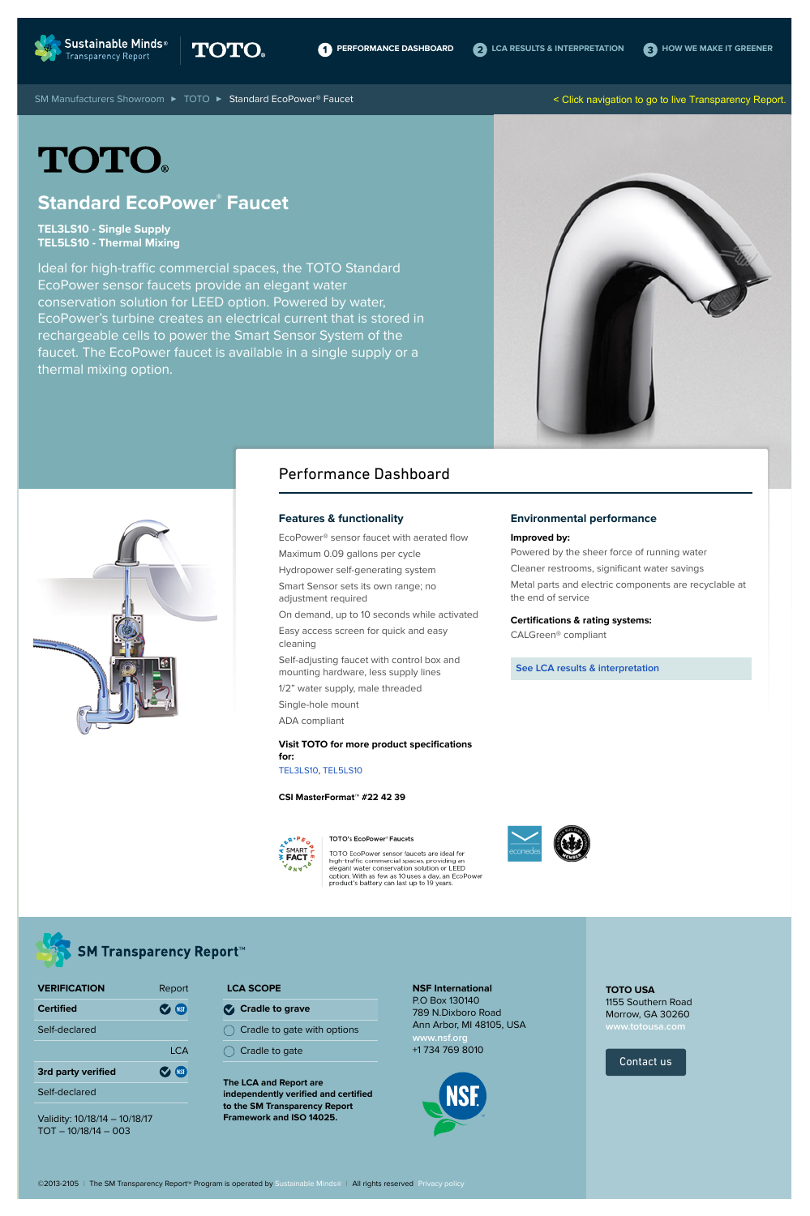Sustainable Minds® Transparency Report | TOTO

1 PERFORMANCE DASHBOARD | 2 LCA RESULTS & INTERPRETATION | 3 HOW WE MAKE IT GREENER

SM Manufacturers Showroom ► TOTO ► Standard EcoPower® Faucet

< Click navigation to go to live Transparency Report.

# TOTO

## Standard EcoPower® Faucet

**TEL3LS10 - Single Supply**
**TEL5LS10 - Thermal Mixing**

Ideal for high-traffic commercial spaces, the TOTO Standard EcoPower sensor faucets provide an elegant water conservation solution for LEED option. Powered by water, EcoPower's turbine creates an electrical current that is stored in rechargeable cells to power the Smart Sensor System of the faucet. The EcoPower faucet is available in a single supply or a thermal mixing option.

## Performance Dashboard

### Features & functionality

EcoPower® sensor faucet with aerated flow

Maximum 0.09 gallons per cycle

Hydropower self-generating system

Smart Sensor sets its own range; no adjustment required

On demand, up to 10 seconds while activated

Easy access screen for quick and easy cleaning

Self-adjusting faucet with control box and mounting hardware, less supply lines

1/2" water supply, male threaded

Single-hole mount

ADA compliant

**Visit TOTO for more product specifications for:**
TEL3LS10, TEL5LS10

**CSI MasterFormat™ #22 42 39**

### Environmental performance

**Improved by:**

Powered by the sheer force of running water

Cleaner restrooms, significant water savings

Metal parts and electric components are recyclable at the end of service

**Certifications & rating systems:**

CALGreen® compliant

See LCA results & interpretation

SMART FACT — WATER · PEOPLE · PLANET

TOTO's EcoPower® Faucets

TOTO EcoPower sensor faucets are ideal for high-traffic commercial spaces, providing an elegant water conservation solution or LEED option. With as few as 10 uses a day, an EcoPower product's battery can last up to 19 years.

ecomedes

## SM Transparency Report™

| VERIFICATION | Report |
|---|---|
| Certified | ✓ NSF |
| Self-declared | |
| | LCA |
| 3rd party verified | ✓ NSF |
| Self-declared | |

Validity: 10/18/14 – 10/18/17
TOT – 10/18/14 – 003

| LCA SCOPE |
|---|
| ✓ Cradle to grave |
| Cradle to gate with options |
| Cradle to gate |

**The LCA and Report are independently verified and certified to the SM Transparency Report Framework and ISO 14025.**

**NSF International**
P.O Box 130140
789 N.Dixboro Road
Ann Arbor, MI 48105, USA
www.nsf.org
+1 734 769 8010

**TOTO USA**
1155 Southern Road
Morrow, GA 30260
www.totousa.com

Contact us

©2013-2105 | The SM Transparency Report™ Program is operated by Sustainable Minds® | All rights reserved Privacy policy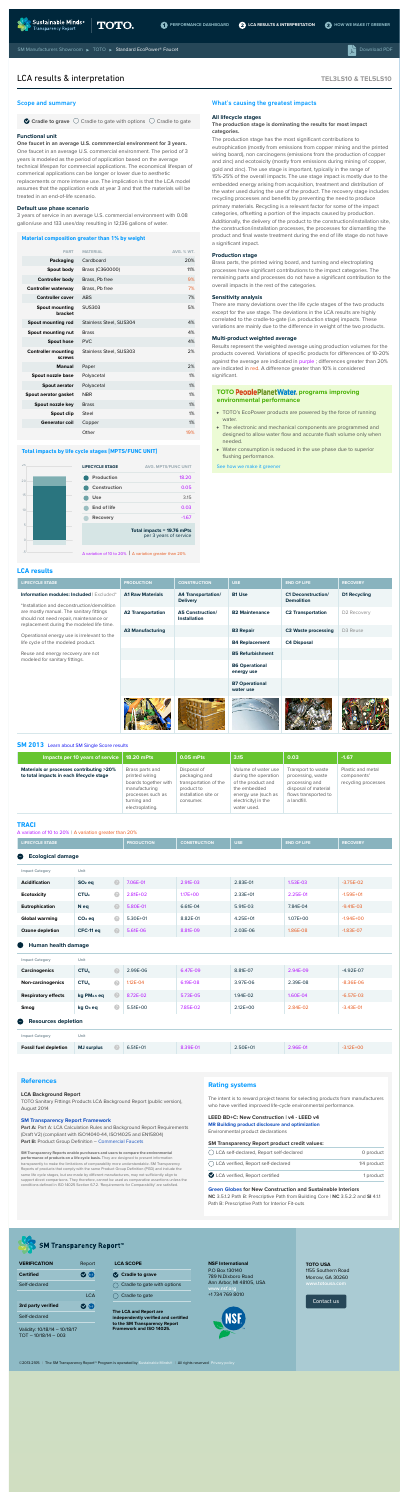SM Manufacturers Showroom » TOTO » Standard EcoPower® Faucet

Download PDF

# LCA results & interpretation

**TEL3LS10 & TEL5LS10**

## Scope and summary

Cradle to grave ○ Cradle to gate with options ○ Cradle to gate

### Functional unit

**One faucet in an average U.S. commercial environment for 3 years.** One faucet in an average U.S. commercial environment. The period of 3 years is modeled as the period of application based on the average technical lifespan for commercial applications. The economical lifespan of commercial applications can be longer or lower due to aesthetic replacements or more intense use. The implication is that the LCA model assumes that the application ends at year 3 and that the materials will be treated in an end-of-life scenario.

### Default use phase scenario

3 years of service in an average U.S. commercial environment with 0.08 gallon/use and 133 uses/day resulting in 12,136 gallons of water.

### Material composition greater than 1% by weight

| PART | MATERIAL | AVG. % WT. |
|---|---|---|
| Packaging | Cardboard | 20% |
| Spout body | Brass (C3600M) | 11% |
| Controller body | Brass, Pb free | 8% |
| Controller waterway | Brass, Pb free | 7% |
| Controller cover | ABS | 7% |
| Spout mounting bracket | SUS303 | 5% |
| Spout mounting rod | Stainless Steel, SUS304 | 4% |
| Spout mounting nut | Brass | 4% |
| Spout hose | PVC | 4% |
| Controller mounting screws | Stainless Steel, SUS303 | 2% |
| Manual | Paper | 2% |
| Spout nozzle base | Polyacetal | 1% |
| Spout aerator | Polyacetal | 1% |
| Spout aerator gasket | NBR | 1% |
| Spout nozzle key | Brass | 1% |
| Spout clip | Steel | 1% |
| Generator coil | Copper | 1% |
| | Other | 16% |

### Total impacts by life cycle stages [MPTS/FUNC UNIT]

| LIFECYCLE STAGE | AVG. MPTS/FUNIT UNIT |
|---|---|
| Production | 19.20 |
| Construction | 0.05 |
| Use | 2.15 |
| End of life | 0.03 |
| Recovery | -1.67 |

**Total impacts = 19.76 mPts per 3 years of service**

Δ variation of 10 to 20% | Δ variation greater than 20%

## What's causing the greatest impacts

### All lifecycle stages

**The production stage is dominating the results for most impact categories.**

The production stage has the most significant contributions to eutrophication (mostly from emissions from copper mining and the printed wiring board), non carcinogens (emissions from the production of copper and zinc) and ecotoxicity (mostly from emissions during mining of copper, gold and zinc). The use stage is important, typically in the range of 15%-25% of the overall impacts. The use stage impact is mostly due to the embedded energy arising from acquisition, treatment and distribution of the water used during the use of the product. The recovery stage includes recycling processes and benefits by preventing the need to produce primary materials. Recycling is a relevant factor for some of the impact categories, offsetting a portion of the impacts caused by production. Additionally, the delivery of the product to the construction/installation site, the construction/installation processes, the processes for dismantling the product and final waste treatment during the end of life stage do not have a significant impact.

### Production stage

Brass parts, the printed wiring board, and turning and electroplating processes have significant contributions to the impact categories. The remaining parts and processes do not have a significant contribution to the overall impacts in the rest of the categories.

### Sensitivity analysis

There are many deviations over the life cycle stages of the two products except for the use stage. The deviations in the LCA results are highly correlated to the cradle-to-gate (i.e. production stage) impacts. These variations are mainly due to the difference in weight of the two products.

### Multi-product weighted average

Results represent the weighted average using production volumes for the products covered. Variations of specific products for differences of 10-20% against the average are indicated in purple ; differences greater than 20% are indicated in red. A difference greater than 10% is considered significant.

### TOTO PeoplePlanetWater. programs improving environmental performance

- TOTO's EcoPower products are powered by the force of running water.
- The electronic and mechanical components are programmed and designed to allow water flow and accurate flush volume only when needed.
- Water consumption is reduced in the use phase due to superior flushing performance.

See how we make it greener

## LCA results

| LIFECYCLE STAGE | PRODUCTION | CONSTRUCTION | USE | END OF LIFE | RECOVERY |
|---|---|---|---|---|---|
| **Information modules: Included** / Excluded* | **A1 Raw Materials** | **A4 Transportation/ Delivery** | **B1 Use** | **C1 Deconstruction/ Demolition** | **D1 Recycling** |
| *Installation and deconstruction/demolition are mostly manual. The sanitary fittings should not need repair, maintenance or replacement during the modeled life time. | **A2 Transportation** | **A5 Construction/ Installation** | **B2 Maintenance** | **C2 Transportation** | D2 Recovery |
| Operational energy use is irrelevant to the life cycle of the modeled product. | **A3 Manufacturing** | | **B3 Repair** | **C3 Waste processing** | D3 Reuse |
| Reuse and energy recovery are not modeled for sanitary fittings. | | | **B4 Replacement** | **C4 Disposal** | |
| | | | **B5 Refurbishment** | | |
| | | | **B6 Operational energy use** | | |
| | | | **B7 Operational water use** | | |

### SM 2013 Learn about SM Single Score results

| Impacts per 10 years of service | 19.20 mPts | 0.05 mPts | 2.15 | 0.03 | -1.67 |
|---|---|---|---|---|---|
| **Materials or processes contributing >20% to total impacts in each lifecycle stage** | Brass parts and printed wiring boards together with manufacturing processes such as turning and electroplating. | Disposal of packaging and transportation of the product to installation site or consumer | Volume of water use during the operation of the product and the embedded energy use (such as electricity) in the water used. | Transport to waste processing, waste processing and disposal of material flows transported to a landfill. | Plastic and metal components' recycling processes |

### TRACI

Δ variation of 10 to 20% | Δ variation greater than 20%

| LIFECYCLE STAGE | | PRODUCTION | CONSTRUCTION | USE | END OF LIFE | RECOVERY |
|---|---|---|---|---|---|---|
| **Ecological damage** | | | | | | |
| Impact Category | Unit | | | | | |
| **Acidification** | $SO_2$ eq | 7.06E-01 | 2.91E-03 | 2.83E-01 | 1.53E-03 | -3.75E-02 |
| **Ecotoxicity** | $CTU_e$ | 2.81E+02 | 1.17E+00 | 2.33E+01 | 2.25E-01 | -1.96E+01 |
| **Eutrophication** | N eq | 5.80E-01 | 6.61E-04 | 5.91E-03 | 7.84E-04 | -9.41E-03 |
| **Global warming** | $CO_2$ eq | 5.30E+01 | 8.82E-01 | 4.25E+01 | 1.07E+00 | -1.94E+00 |
| **Ozone depletion** | CFC-11 eq | 5.61E-06 | 8.81E-09 | 2.03E-06 | 1.86E-08 | -1.83E-07 |
| **Human health damage** | | | | | | |
| Impact Category | Unit | | | | | |
| **Carcinogenics** | $CTU_h$ | 2.99E-06 | 6.47E-09 | 8.81E-07 | 2.94E-09 | -4.92E-07 |
| **Non-carcinogenics** | $CTU_h$ | 1.12E-04 | 6.19E-08 | 3.97E-06 | 2.39E-08 | -8.36E-06 |
| **Respiratory effects** | kg $PM_{2.5}$ eq | 8.72E-02 | 5.73E-05 | 1.94E-02 | 1.60E-04 | -6.37E-03 |
| **Smog** | kg $O_3$ eq | 5.51E+00 | 7.85E-02 | 2.12E+00 | 2.81E-02 | -3.43E-01 |
| **Resources depletion** | | | | | | |
| Impact Category | Unit | | | | | |
| **Fossil fuel depletion** | MJ surplus | 6.51E+01 | 8.36E-01 | 2.56E+01 | 2.96E-01 | -3.12E+00 |

## References

**LCA Background Report**
TOTO Sanitary Fittings Products LCA Background Report (public version), August 2014

**SM Transparency Report Framework**
**Part A:** Part A: LCA Calculation Rules and Background Report Requirements (Draft V3) (compliant with ISO14040-44, ISO14025 and EN15804)
**Part B:** Product Group Definition – Commercial Faucets

SM Transparency Reports enable purchasers and users to compare the environmental performance of products on a life-cycle basis. They are designed to present information transparently to make the limitations of comparability more understandable. SM Transparency Reports of products that comply with the same Product Group Definition (PGD) and include the same life cycle stages, but are made by different manufacturers, may not sufficiently align to support direct comparisons. Therefore, caution should be used in comparing results and the conditions defined in ISO 14025 Section 6.7.2 "Requirements for Comparability" are satisfied.

## Rating systems

The intent is to reward project teams for selecting products from manufacturers who have verified improved life-cycle environmental performance.

**LEED BD+C: New Construction | v4 - LEED v4**
**MR Building product disclosure and optimization**
Environmental product declarations

**SM Transparency Report product credit values:**

| | |
|---|---|
| ○ LCA self-declared, Report self-declared | 0 product |
| ○ LCA verified, Report self-declared | 1/4 product |
| LCA verified, Report certified | 1 product |

**Green Globes for New Construction and Sustainable Interiors**
**NC** 3.5.1.2 Path B: Prescriptive Path from Building Core | **NC** 3.5.2.2 and **SI** 4.1.1 Path B: Prescriptive Path for Interior Fit-outs

## SM Transparency Report™

| VERIFICATION | Report | LCA |
|---|---|---|
| Certified | ✓ | ✓ |
| Self-declared | | |
| 3rd party verified | ✓ | ✓ |
| Self-declared | | |

Validity: 10/18/14 – 10/18/17
TOT – 10/18/14 – 003

**LCA SCOPE**
Cradle to grave
○ Cradle to gate with options
○ Cradle to gate

**The LCA and Report are independently verified and certified to the SM Transparency Report Framework and ISO 14025.**

**NSF International**
P.O Box 130140
789 N.Dixboro Road
Ann Arbor, MI 48105, USA
+1 734 769 8010

**TOTO USA**
1155 Southern Road
Morrow, GA 30260

Contact us

©2013-2015 · The SM Transparency Report™ Program is operated by Sustainable Minds® · All rights reserved · Privacy policy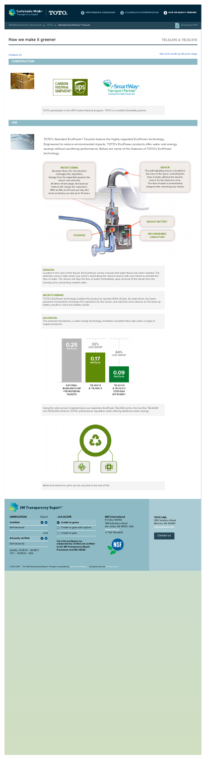Sustainable Minds® Transparency Report | TOTO.

1 PERFORMANCE DASHBOARD | 2 LCA RESULTS & INTERPRETATION | 3 HOW WE MAKE IT GREENER

SM Manufacturers Showroom » TOTO » Standard EcoPower® Faucet

Download PDF

# How we make it greener

**TEL3LS10 & TEL5LS10**

Collapse all

See LCA results by lifecycle stage

## CONSTRUCTION

CARBON NEUTRAL SHIPMENT UPS

SmartWay Transport Partner — Cutting Fleet Costs with Cleaner Air

TOTO participates in the UPS Carbon Neutral program. TOTO is a certified SmartWay partner.

## USE

TOTO's Standard EcoPower® Faucets feature the highly regarded EcoPower technology. Engineered to reduce environmental impacts, TOTO's EcoPower products offer water and energy savings without sacrificing performance. Below are some of the features of TOTO's EcoPower technology.

MICROTURBINE
As water flows, the microturbine recharges the capacitors. Energy from the capacitors powers the sensor and solenoid. At times of low usage, the back-up battery will charge the capacitors. With as little as 30 uses per day, the back-up battery can last up to 10 years.

SENSOR
The self-adjusting sensor is located in the nose of the spout, activating the flow of water without the need to search for the detection zone. The flow of water is immediately stopped after removing your hands.

BACKUP BATTERY

SOLENOID

RECHARGEABLE CAPACITORS

**SENSOR:**
Located in the nose of the faucet, the EcoPower sensor ensures that water flows only when needed. The detection zone is right where you need it, eliminating the need to search with your hands to activate the flow of water. The sensor will stop the flow of water immediately upon removal of the hands from the sensing zone, preventing wasted water.

**MICROTURBINE:**
TOTO's EcoPower technology enables the product to operate 100% off grid. As water flows, the hydro powered microturbine recharges the capacitors for the sensor and solenoid. Less reliance on the back-up battery results in much less battery waste.

**SOLENOID:**
The solenoid mechanism, a water-saving technology, maintains consistent flow rate under a range of supply pressures.

0.25 Gal/Cycle
NATIONAL BASELINE FLOW FOR METERING FAUCETS

32% LESS WATER
0.17 Gal/Cycle
TEL3GS10 & TEL5GS10

64% LESS WATER
0.09 Gal/Cycle
TEL3LS10 & TEL5LS10 TOTO HIGH EFFICIENCY

Using the same proven engineering as our legendary EcoPower TEL3/5GS series, the low flow TEL3LS10 and TEL5LS10 reinforce TOTO's performance reputation while offering additional water savings.

Metal and electronic parts can be recycled at the end of life.

SM Transparency Report™

| VERIFICATION | Report | LCA |
|---|---|---|
| Certified | ✓ | |
| Self-declared | | |
| 3rd party verified | ✓ | |
| Self-declared | | |

Validity: 10/18/14 – 10/18/17
TOT – 10/18/14 – 003

**LCA SCOPE**
- Cradle to grave
- Cradle to gate with options
- Cradle to gate

**The LCA and Report are independently verified and certified to the SM Transparency Report Framework and ISO 14025.**

**NSF International**
P.O. Box 130140
789 N Dixboro Road
Ann Arbor, MI 48105, USA
www.nsf.org
+1 734 769 8010

**TOTO USA**
1155 Southern Road
Morrow, GA 30260
www.totousa.com

Contact us

©2013-2015 | The SM Transparency Report™ Program is operated by Sustainable Minds® | All rights reserved | Privacy policy